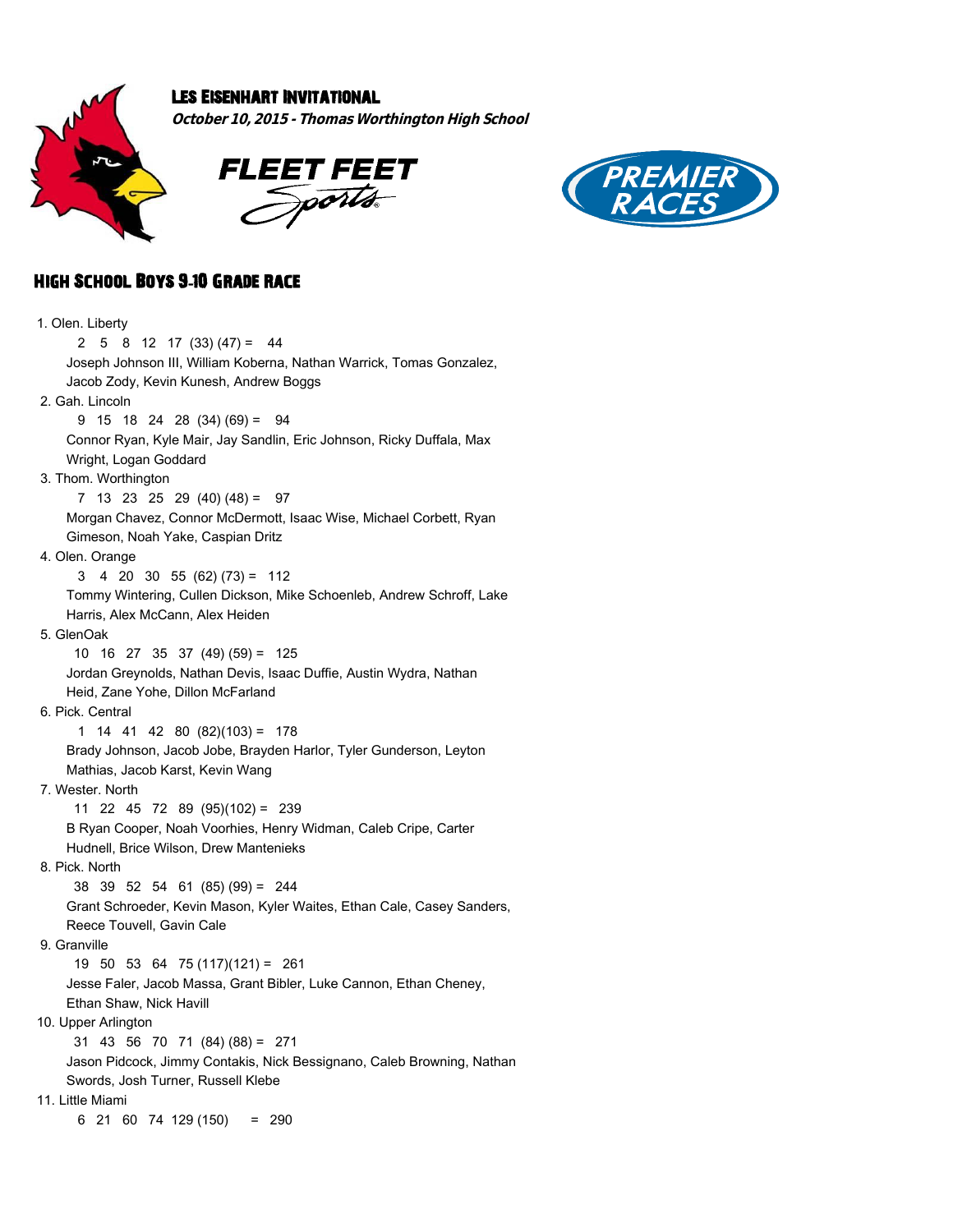# Les Eisenhart Invitational

***October 10, 2015 - Thomas Worthington High School***

FLEET FEET Sports

PREMIER RACES

## High School Boys 9-10 Grade Race

1. Olen. Liberty
   2 5 8 12 17 (33) (47) = 44
   Joseph Johnson III, William Koberna, Nathan Warrick, Tomas Gonzalez, Jacob Zody, Kevin Kunesh, Andrew Boggs
2. Gah. Lincoln
   9 15 18 24 28 (34) (69) = 94
   Connor Ryan, Kyle Mair, Jay Sandlin, Eric Johnson, Ricky Duffala, Max Wright, Logan Goddard
3. Thom. Worthington
   7 13 23 25 29 (40) (48) = 97
   Morgan Chavez, Connor McDermott, Isaac Wise, Michael Corbett, Ryan Gimeson, Noah Yake, Caspian Dritz
4. Olen. Orange
   3 4 20 30 55 (62) (73) = 112
   Tommy Wintering, Cullen Dickson, Mike Schoenleb, Andrew Schroff, Lake Harris, Alex McCann, Alex Heiden
5. GlenOak
   10 16 27 35 37 (49) (59) = 125
   Jordan Greynolds, Nathan Devis, Isaac Duffie, Austin Wydra, Nathan Heid, Zane Yohe, Dillon McFarland
6. Pick. Central
   1 14 41 42 80 (82)(103) = 178
   Brady Johnson, Jacob Jobe, Brayden Harlor, Tyler Gunderson, Leyton Mathias, Jacob Karst, Kevin Wang
7. Wester. North
   11 22 45 72 89 (95)(102) = 239
   B Ryan Cooper, Noah Voorhies, Henry Widman, Caleb Cripe, Carter Hudnell, Brice Wilson, Drew Mantenieks
8. Pick. North
   38 39 52 54 61 (85) (99) = 244
   Grant Schroeder, Kevin Mason, Kyler Waites, Ethan Cale, Casey Sanders, Reece Touvell, Gavin Cale
9. Granville
   19 50 53 64 75 (117)(121) = 261
   Jesse Faler, Jacob Massa, Grant Bibler, Luke Cannon, Ethan Cheney, Ethan Shaw, Nick Havill
10. Upper Arlington
    31 43 56 70 71 (84) (88) = 271
    Jason Pidcock, Jimmy Contakis, Nick Bessignano, Caleb Browning, Nathan Swords, Josh Turner, Russell Klebe
11. Little Miami
    6 21 60 74 129 (150) = 290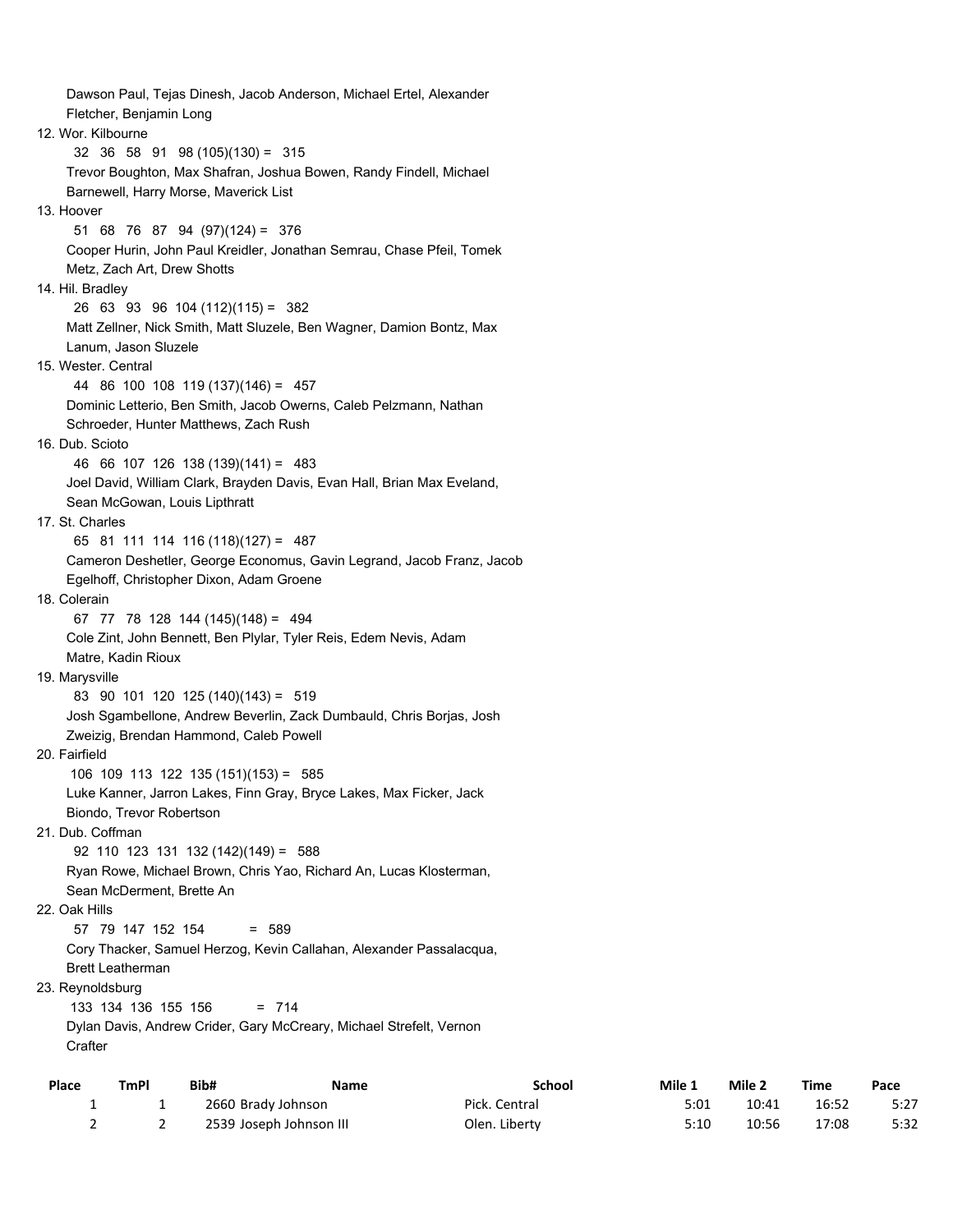Dawson Paul, Tejas Dinesh, Jacob Anderson, Michael Ertel, Alexander Fletcher, Benjamin Long

12. Wor. Kilbourne
    32 36 58 91 98 (105)(130) = 315
    Trevor Boughton, Max Shafran, Joshua Bowen, Randy Findell, Michael Barnewell, Harry Morse, Maverick List
13. Hoover
    51 68 76 87 94 (97)(124) = 376
    Cooper Hurin, John Paul Kreidler, Jonathan Semrau, Chase Pfeil, Tomek Metz, Zach Art, Drew Shotts
14. Hil. Bradley
    26 63 93 96 104 (112)(115) = 382
    Matt Zellner, Nick Smith, Matt Sluzele, Ben Wagner, Damion Bontz, Max Lanum, Jason Sluzele
15. Wester. Central
    44 86 100 108 119 (137)(146) = 457
    Dominic Letterio, Ben Smith, Jacob Owerns, Caleb Pelzmann, Nathan Schroeder, Hunter Matthews, Zach Rush
16. Dub. Scioto
    46 66 107 126 138 (139)(141) = 483
    Joel David, William Clark, Brayden Davis, Evan Hall, Brian Max Eveland, Sean McGowan, Louis Lipthratt
17. St. Charles
    65 81 111 114 116 (118)(127) = 487
    Cameron Deshetler, George Economus, Gavin Legrand, Jacob Franz, Jacob Egelhoff, Christopher Dixon, Adam Groene
18. Colerain
    67 77 78 128 144 (145)(148) = 494
    Cole Zint, John Bennett, Ben Plylar, Tyler Reis, Edem Nevis, Adam Matre, Kadin Rioux
19. Marysville
    83 90 101 120 125 (140)(143) = 519
    Josh Sgambellone, Andrew Beverlin, Zack Dumbauld, Chris Borjas, Josh Zweizig, Brendan Hammond, Caleb Powell
20. Fairfield
    106 109 113 122 135 (151)(153) = 585
    Luke Kanner, Jarron Lakes, Finn Gray, Bryce Lakes, Max Ficker, Jack Biondo, Trevor Robertson
21. Dub. Coffman
    92 110 123 131 132 (142)(149) = 588
    Ryan Rowe, Michael Brown, Chris Yao, Richard An, Lucas Klosterman, Sean McDerment, Brette An
22. Oak Hills
    57 79 147 152 154 = 589
    Cory Thacker, Samuel Herzog, Kevin Callahan, Alexander Passalacqua, Brett Leatherman
23. Reynoldsburg
    133 134 136 155 156 = 714
    Dylan Davis, Andrew Crider, Gary McCreary, Michael Strefelt, Vernon Crafter

| Place | TmPl | Bib# | Name | School | Mile 1 | Mile 2 | Time | Pace |
|---|---|---|---|---|---|---|---|---|
| 1 | 1 | 2660 | Brady Johnson | Pick. Central | 5:01 | 10:41 | 16:52 | 5:27 |
| 2 | 2 | 2539 | Joseph Johnson III | Olen. Liberty | 5:10 | 10:56 | 17:08 | 5:32 |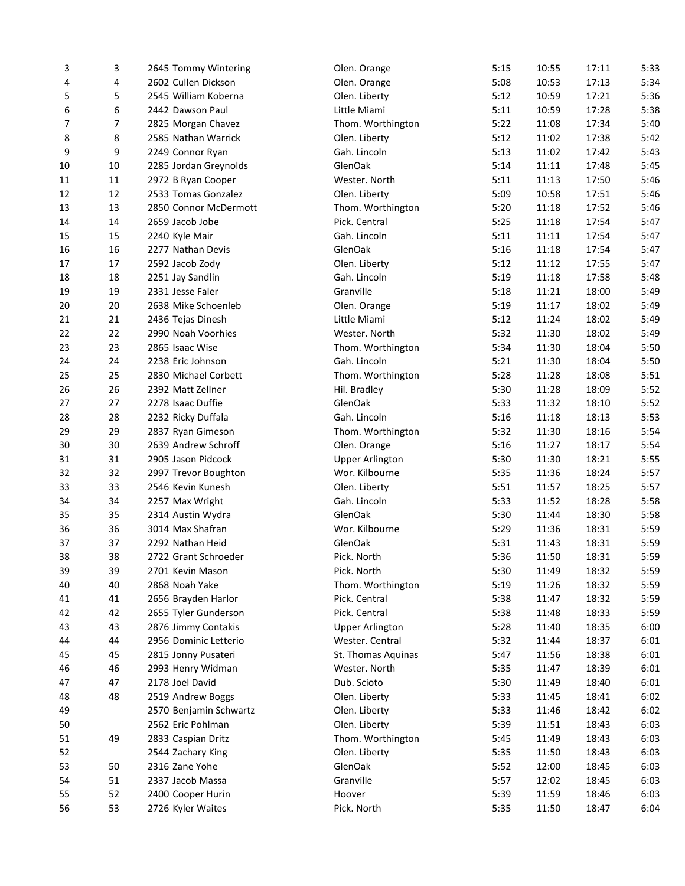| | | | | | | | |
|---|---|---|---|---|---|---|---|
| 3 | 3 | 2645 Tommy Wintering | Olen. Orange | 5:15 | 10:55 | 17:11 | 5:33 |
| 4 | 4 | 2602 Cullen Dickson | Olen. Orange | 5:08 | 10:53 | 17:13 | 5:34 |
| 5 | 5 | 2545 William Koberna | Olen. Liberty | 5:12 | 10:59 | 17:21 | 5:36 |
| 6 | 6 | 2442 Dawson Paul | Little Miami | 5:11 | 10:59 | 17:28 | 5:38 |
| 7 | 7 | 2825 Morgan Chavez | Thom. Worthington | 5:22 | 11:08 | 17:34 | 5:40 |
| 8 | 8 | 2585 Nathan Warrick | Olen. Liberty | 5:12 | 11:02 | 17:38 | 5:42 |
| 9 | 9 | 2249 Connor Ryan | Gah. Lincoln | 5:13 | 11:02 | 17:42 | 5:43 |
| 10 | 10 | 2285 Jordan Greynolds | GlenOak | 5:14 | 11:11 | 17:48 | 5:45 |
| 11 | 11 | 2972 B Ryan Cooper | Wester. North | 5:11 | 11:13 | 17:50 | 5:46 |
| 12 | 12 | 2533 Tomas Gonzalez | Olen. Liberty | 5:09 | 10:58 | 17:51 | 5:46 |
| 13 | 13 | 2850 Connor McDermott | Thom. Worthington | 5:20 | 11:18 | 17:52 | 5:46 |
| 14 | 14 | 2659 Jacob Jobe | Pick. Central | 5:25 | 11:18 | 17:54 | 5:47 |
| 15 | 15 | 2240 Kyle Mair | Gah. Lincoln | 5:11 | 11:11 | 17:54 | 5:47 |
| 16 | 16 | 2277 Nathan Devis | GlenOak | 5:16 | 11:18 | 17:54 | 5:47 |
| 17 | 17 | 2592 Jacob Zody | Olen. Liberty | 5:12 | 11:12 | 17:55 | 5:47 |
| 18 | 18 | 2251 Jay Sandlin | Gah. Lincoln | 5:19 | 11:18 | 17:58 | 5:48 |
| 19 | 19 | 2331 Jesse Faler | Granville | 5:18 | 11:21 | 18:00 | 5:49 |
| 20 | 20 | 2638 Mike Schoenleb | Olen. Orange | 5:19 | 11:17 | 18:02 | 5:49 |
| 21 | 21 | 2436 Tejas Dinesh | Little Miami | 5:12 | 11:24 | 18:02 | 5:49 |
| 22 | 22 | 2990 Noah Voorhies | Wester. North | 5:32 | 11:30 | 18:02 | 5:49 |
| 23 | 23 | 2865 Isaac Wise | Thom. Worthington | 5:34 | 11:30 | 18:04 | 5:50 |
| 24 | 24 | 2238 Eric Johnson | Gah. Lincoln | 5:21 | 11:30 | 18:04 | 5:50 |
| 25 | 25 | 2830 Michael Corbett | Thom. Worthington | 5:28 | 11:28 | 18:08 | 5:51 |
| 26 | 26 | 2392 Matt Zellner | Hil. Bradley | 5:30 | 11:28 | 18:09 | 5:52 |
| 27 | 27 | 2278 Isaac Duffie | GlenOak | 5:33 | 11:32 | 18:10 | 5:52 |
| 28 | 28 | 2232 Ricky Duffala | Gah. Lincoln | 5:16 | 11:18 | 18:13 | 5:53 |
| 29 | 29 | 2837 Ryan Gimeson | Thom. Worthington | 5:32 | 11:30 | 18:16 | 5:54 |
| 30 | 30 | 2639 Andrew Schroff | Olen. Orange | 5:16 | 11:27 | 18:17 | 5:54 |
| 31 | 31 | 2905 Jason Pidcock | Upper Arlington | 5:30 | 11:30 | 18:21 | 5:55 |
| 32 | 32 | 2997 Trevor Boughton | Wor. Kilbourne | 5:35 | 11:36 | 18:24 | 5:57 |
| 33 | 33 | 2546 Kevin Kunesh | Olen. Liberty | 5:51 | 11:57 | 18:25 | 5:57 |
| 34 | 34 | 2257 Max Wright | Gah. Lincoln | 5:33 | 11:52 | 18:28 | 5:58 |
| 35 | 35 | 2314 Austin Wydra | GlenOak | 5:30 | 11:44 | 18:30 | 5:58 |
| 36 | 36 | 3014 Max Shafran | Wor. Kilbourne | 5:29 | 11:36 | 18:31 | 5:59 |
| 37 | 37 | 2292 Nathan Heid | GlenOak | 5:31 | 11:43 | 18:31 | 5:59 |
| 38 | 38 | 2722 Grant Schroeder | Pick. North | 5:36 | 11:50 | 18:31 | 5:59 |
| 39 | 39 | 2701 Kevin Mason | Pick. North | 5:30 | 11:49 | 18:32 | 5:59 |
| 40 | 40 | 2868 Noah Yake | Thom. Worthington | 5:19 | 11:26 | 18:32 | 5:59 |
| 41 | 41 | 2656 Brayden Harlor | Pick. Central | 5:38 | 11:47 | 18:32 | 5:59 |
| 42 | 42 | 2655 Tyler Gunderson | Pick. Central | 5:38 | 11:48 | 18:33 | 5:59 |
| 43 | 43 | 2876 Jimmy Contakis | Upper Arlington | 5:28 | 11:40 | 18:35 | 6:00 |
| 44 | 44 | 2956 Dominic Letterio | Wester. Central | 5:32 | 11:44 | 18:37 | 6:01 |
| 45 | 45 | 2815 Jonny Pusateri | St. Thomas Aquinas | 5:47 | 11:56 | 18:38 | 6:01 |
| 46 | 46 | 2993 Henry Widman | Wester. North | 5:35 | 11:47 | 18:39 | 6:01 |
| 47 | 47 | 2178 Joel David | Dub. Scioto | 5:30 | 11:49 | 18:40 | 6:01 |
| 48 | 48 | 2519 Andrew Boggs | Olen. Liberty | 5:33 | 11:45 | 18:41 | 6:02 |
| 49 | | 2570 Benjamin Schwartz | Olen. Liberty | 5:33 | 11:46 | 18:42 | 6:02 |
| 50 | | 2562 Eric Pohlman | Olen. Liberty | 5:39 | 11:51 | 18:43 | 6:03 |
| 51 | 49 | 2833 Caspian Dritz | Thom. Worthington | 5:45 | 11:49 | 18:43 | 6:03 |
| 52 | | 2544 Zachary King | Olen. Liberty | 5:35 | 11:50 | 18:43 | 6:03 |
| 53 | 50 | 2316 Zane Yohe | GlenOak | 5:52 | 12:00 | 18:45 | 6:03 |
| 54 | 51 | 2337 Jacob Massa | Granville | 5:57 | 12:02 | 18:45 | 6:03 |
| 55 | 52 | 2400 Cooper Hurin | Hoover | 5:39 | 11:59 | 18:46 | 6:03 |
| 56 | 53 | 2726 Kyler Waites | Pick. North | 5:35 | 11:50 | 18:47 | 6:04 |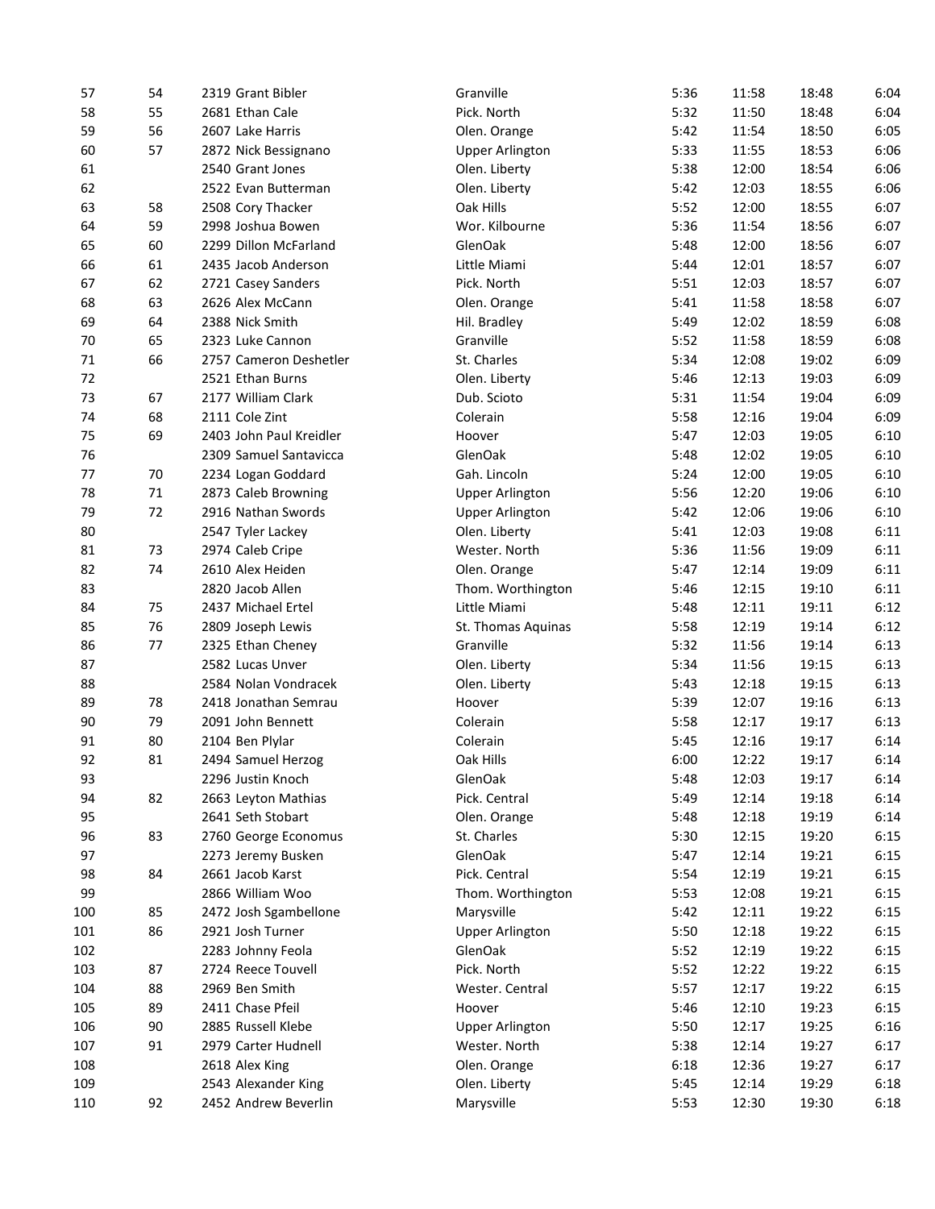| | | | | | | | |
|---|---|---|---|---|---|---|---|
| 57 | 54 | 2319 Grant Bibler | Granville | 5:36 | 11:58 | 18:48 | 6:04 |
| 58 | 55 | 2681 Ethan Cale | Pick. North | 5:32 | 11:50 | 18:48 | 6:04 |
| 59 | 56 | 2607 Lake Harris | Olen. Orange | 5:42 | 11:54 | 18:50 | 6:05 |
| 60 | 57 | 2872 Nick Bessignano | Upper Arlington | 5:33 | 11:55 | 18:53 | 6:06 |
| 61 | | 2540 Grant Jones | Olen. Liberty | 5:38 | 12:00 | 18:54 | 6:06 |
| 62 | | 2522 Evan Butterman | Olen. Liberty | 5:42 | 12:03 | 18:55 | 6:06 |
| 63 | 58 | 2508 Cory Thacker | Oak Hills | 5:52 | 12:00 | 18:55 | 6:07 |
| 64 | 59 | 2998 Joshua Bowen | Wor. Kilbourne | 5:36 | 11:54 | 18:56 | 6:07 |
| 65 | 60 | 2299 Dillon McFarland | GlenOak | 5:48 | 12:00 | 18:56 | 6:07 |
| 66 | 61 | 2435 Jacob Anderson | Little Miami | 5:44 | 12:01 | 18:57 | 6:07 |
| 67 | 62 | 2721 Casey Sanders | Pick. North | 5:51 | 12:03 | 18:57 | 6:07 |
| 68 | 63 | 2626 Alex McCann | Olen. Orange | 5:41 | 11:58 | 18:58 | 6:07 |
| 69 | 64 | 2388 Nick Smith | Hil. Bradley | 5:49 | 12:02 | 18:59 | 6:08 |
| 70 | 65 | 2323 Luke Cannon | Granville | 5:52 | 11:58 | 18:59 | 6:08 |
| 71 | 66 | 2757 Cameron Deshetler | St. Charles | 5:34 | 12:08 | 19:02 | 6:09 |
| 72 | | 2521 Ethan Burns | Olen. Liberty | 5:46 | 12:13 | 19:03 | 6:09 |
| 73 | 67 | 2177 William Clark | Dub. Scioto | 5:31 | 11:54 | 19:04 | 6:09 |
| 74 | 68 | 2111 Cole Zint | Colerain | 5:58 | 12:16 | 19:04 | 6:09 |
| 75 | 69 | 2403 John Paul Kreidler | Hoover | 5:47 | 12:03 | 19:05 | 6:10 |
| 76 | | 2309 Samuel Santavicca | GlenOak | 5:48 | 12:02 | 19:05 | 6:10 |
| 77 | 70 | 2234 Logan Goddard | Gah. Lincoln | 5:24 | 12:00 | 19:05 | 6:10 |
| 78 | 71 | 2873 Caleb Browning | Upper Arlington | 5:56 | 12:20 | 19:06 | 6:10 |
| 79 | 72 | 2916 Nathan Swords | Upper Arlington | 5:42 | 12:06 | 19:06 | 6:10 |
| 80 | | 2547 Tyler Lackey | Olen. Liberty | 5:41 | 12:03 | 19:08 | 6:11 |
| 81 | 73 | 2974 Caleb Cripe | Wester. North | 5:36 | 11:56 | 19:09 | 6:11 |
| 82 | 74 | 2610 Alex Heiden | Olen. Orange | 5:47 | 12:14 | 19:09 | 6:11 |
| 83 | | 2820 Jacob Allen | Thom. Worthington | 5:46 | 12:15 | 19:10 | 6:11 |
| 84 | 75 | 2437 Michael Ertel | Little Miami | 5:48 | 12:11 | 19:11 | 6:12 |
| 85 | 76 | 2809 Joseph Lewis | St. Thomas Aquinas | 5:58 | 12:19 | 19:14 | 6:12 |
| 86 | 77 | 2325 Ethan Cheney | Granville | 5:32 | 11:56 | 19:14 | 6:13 |
| 87 | | 2582 Lucas Unver | Olen. Liberty | 5:34 | 11:56 | 19:15 | 6:13 |
| 88 | | 2584 Nolan Vondracek | Olen. Liberty | 5:43 | 12:18 | 19:15 | 6:13 |
| 89 | 78 | 2418 Jonathan Semrau | Hoover | 5:39 | 12:07 | 19:16 | 6:13 |
| 90 | 79 | 2091 John Bennett | Colerain | 5:58 | 12:17 | 19:17 | 6:13 |
| 91 | 80 | 2104 Ben Plylar | Colerain | 5:45 | 12:16 | 19:17 | 6:14 |
| 92 | 81 | 2494 Samuel Herzog | Oak Hills | 6:00 | 12:22 | 19:17 | 6:14 |
| 93 | | 2296 Justin Knoch | GlenOak | 5:48 | 12:03 | 19:17 | 6:14 |
| 94 | 82 | 2663 Leyton Mathias | Pick. Central | 5:49 | 12:14 | 19:18 | 6:14 |
| 95 | | 2641 Seth Stobart | Olen. Orange | 5:48 | 12:18 | 19:19 | 6:14 |
| 96 | 83 | 2760 George Economus | St. Charles | 5:30 | 12:15 | 19:20 | 6:15 |
| 97 | | 2273 Jeremy Busken | GlenOak | 5:47 | 12:14 | 19:21 | 6:15 |
| 98 | 84 | 2661 Jacob Karst | Pick. Central | 5:54 | 12:19 | 19:21 | 6:15 |
| 99 | | 2866 William Woo | Thom. Worthington | 5:53 | 12:08 | 19:21 | 6:15 |
| 100 | 85 | 2472 Josh Sgambellone | Marysville | 5:42 | 12:11 | 19:22 | 6:15 |
| 101 | 86 | 2921 Josh Turner | Upper Arlington | 5:50 | 12:18 | 19:22 | 6:15 |
| 102 | | 2283 Johnny Feola | GlenOak | 5:52 | 12:19 | 19:22 | 6:15 |
| 103 | 87 | 2724 Reece Touvell | Pick. North | 5:52 | 12:22 | 19:22 | 6:15 |
| 104 | 88 | 2969 Ben Smith | Wester. Central | 5:57 | 12:17 | 19:22 | 6:15 |
| 105 | 89 | 2411 Chase Pfeil | Hoover | 5:46 | 12:10 | 19:23 | 6:15 |
| 106 | 90 | 2885 Russell Klebe | Upper Arlington | 5:50 | 12:17 | 19:25 | 6:16 |
| 107 | 91 | 2979 Carter Hudnell | Wester. North | 5:38 | 12:14 | 19:27 | 6:17 |
| 108 | | 2618 Alex King | Olen. Orange | 6:18 | 12:36 | 19:27 | 6:17 |
| 109 | | 2543 Alexander King | Olen. Liberty | 5:45 | 12:14 | 19:29 | 6:18 |
| 110 | 92 | 2452 Andrew Beverlin | Marysville | 5:53 | 12:30 | 19:30 | 6:18 |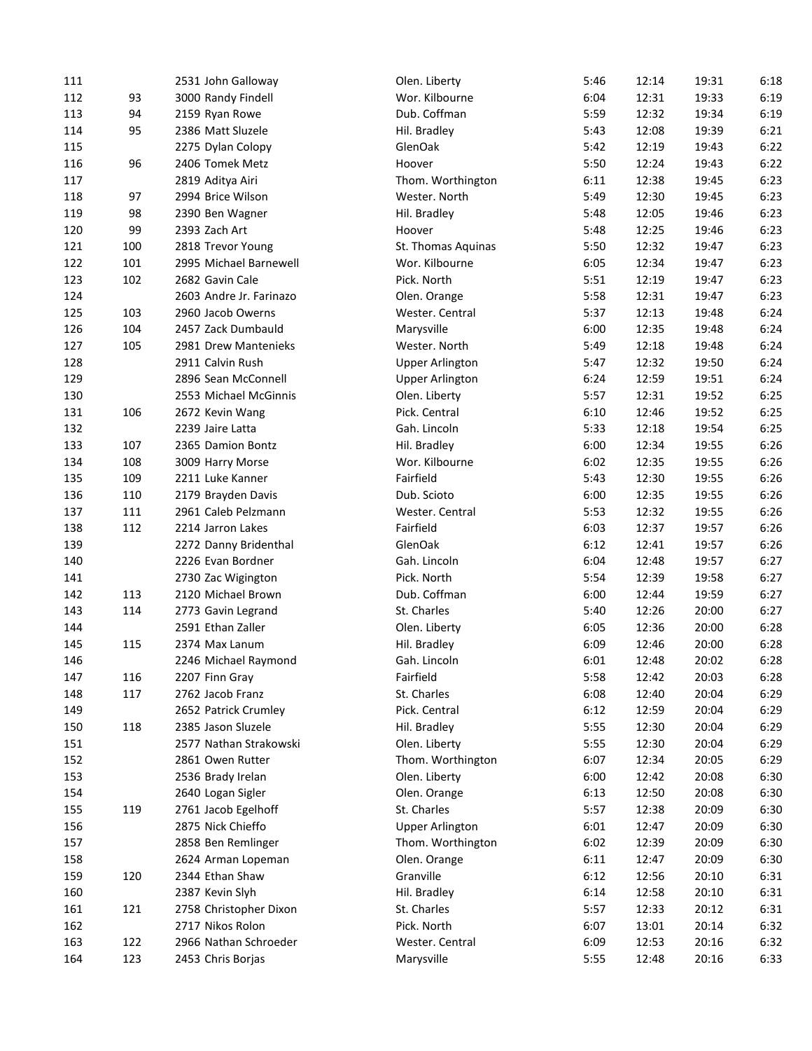| | | | | | | | |
|---|---|---|---|---|---|---|---|
| 111 | | 2531 John Galloway | Olen. Liberty | 5:46 | 12:14 | 19:31 | 6:18 |
| 112 | 93 | 3000 Randy Findell | Wor. Kilbourne | 6:04 | 12:31 | 19:33 | 6:19 |
| 113 | 94 | 2159 Ryan Rowe | Dub. Coffman | 5:59 | 12:32 | 19:34 | 6:19 |
| 114 | 95 | 2386 Matt Sluzele | Hil. Bradley | 5:43 | 12:08 | 19:39 | 6:21 |
| 115 | | 2275 Dylan Colopy | GlenOak | 5:42 | 12:19 | 19:43 | 6:22 |
| 116 | 96 | 2406 Tomek Metz | Hoover | 5:50 | 12:24 | 19:43 | 6:22 |
| 117 | | 2819 Aditya Airi | Thom. Worthington | 6:11 | 12:38 | 19:45 | 6:23 |
| 118 | 97 | 2994 Brice Wilson | Wester. North | 5:49 | 12:30 | 19:45 | 6:23 |
| 119 | 98 | 2390 Ben Wagner | Hil. Bradley | 5:48 | 12:05 | 19:46 | 6:23 |
| 120 | 99 | 2393 Zach Art | Hoover | 5:48 | 12:25 | 19:46 | 6:23 |
| 121 | 100 | 2818 Trevor Young | St. Thomas Aquinas | 5:50 | 12:32 | 19:47 | 6:23 |
| 122 | 101 | 2995 Michael Barnewell | Wor. Kilbourne | 6:05 | 12:34 | 19:47 | 6:23 |
| 123 | 102 | 2682 Gavin Cale | Pick. North | 5:51 | 12:19 | 19:47 | 6:23 |
| 124 | | 2603 Andre Jr. Farinazo | Olen. Orange | 5:58 | 12:31 | 19:47 | 6:23 |
| 125 | 103 | 2960 Jacob Owerns | Wester. Central | 5:37 | 12:13 | 19:48 | 6:24 |
| 126 | 104 | 2457 Zack Dumbauld | Marysville | 6:00 | 12:35 | 19:48 | 6:24 |
| 127 | 105 | 2981 Drew Mantenieks | Wester. North | 5:49 | 12:18 | 19:48 | 6:24 |
| 128 | | 2911 Calvin Rush | Upper Arlington | 5:47 | 12:32 | 19:50 | 6:24 |
| 129 | | 2896 Sean McConnell | Upper Arlington | 6:24 | 12:59 | 19:51 | 6:24 |
| 130 | | 2553 Michael McGinnis | Olen. Liberty | 5:57 | 12:31 | 19:52 | 6:25 |
| 131 | 106 | 2672 Kevin Wang | Pick. Central | 6:10 | 12:46 | 19:52 | 6:25 |
| 132 | | 2239 Jaire Latta | Gah. Lincoln | 5:33 | 12:18 | 19:54 | 6:25 |
| 133 | 107 | 2365 Damion Bontz | Hil. Bradley | 6:00 | 12:34 | 19:55 | 6:26 |
| 134 | 108 | 3009 Harry Morse | Wor. Kilbourne | 6:02 | 12:35 | 19:55 | 6:26 |
| 135 | 109 | 2211 Luke Kanner | Fairfield | 5:43 | 12:30 | 19:55 | 6:26 |
| 136 | 110 | 2179 Brayden Davis | Dub. Scioto | 6:00 | 12:35 | 19:55 | 6:26 |
| 137 | 111 | 2961 Caleb Pelzmann | Wester. Central | 5:53 | 12:32 | 19:55 | 6:26 |
| 138 | 112 | 2214 Jarron Lakes | Fairfield | 6:03 | 12:37 | 19:57 | 6:26 |
| 139 | | 2272 Danny Bridenthal | GlenOak | 6:12 | 12:41 | 19:57 | 6:26 |
| 140 | | 2226 Evan Bordner | Gah. Lincoln | 6:04 | 12:48 | 19:57 | 6:27 |
| 141 | | 2730 Zac Wigington | Pick. North | 5:54 | 12:39 | 19:58 | 6:27 |
| 142 | 113 | 2120 Michael Brown | Dub. Coffman | 6:00 | 12:44 | 19:59 | 6:27 |
| 143 | 114 | 2773 Gavin Legrand | St. Charles | 5:40 | 12:26 | 20:00 | 6:27 |
| 144 | | 2591 Ethan Zaller | Olen. Liberty | 6:05 | 12:36 | 20:00 | 6:28 |
| 145 | 115 | 2374 Max Lanum | Hil. Bradley | 6:09 | 12:46 | 20:00 | 6:28 |
| 146 | | 2246 Michael Raymond | Gah. Lincoln | 6:01 | 12:48 | 20:02 | 6:28 |
| 147 | 116 | 2207 Finn Gray | Fairfield | 5:58 | 12:42 | 20:03 | 6:28 |
| 148 | 117 | 2762 Jacob Franz | St. Charles | 6:08 | 12:40 | 20:04 | 6:29 |
| 149 | | 2652 Patrick Crumley | Pick. Central | 6:12 | 12:59 | 20:04 | 6:29 |
| 150 | 118 | 2385 Jason Sluzele | Hil. Bradley | 5:55 | 12:30 | 20:04 | 6:29 |
| 151 | | 2577 Nathan Strakowski | Olen. Liberty | 5:55 | 12:30 | 20:04 | 6:29 |
| 152 | | 2861 Owen Rutter | Thom. Worthington | 6:07 | 12:34 | 20:05 | 6:29 |
| 153 | | 2536 Brady Irelan | Olen. Liberty | 6:00 | 12:42 | 20:08 | 6:30 |
| 154 | | 2640 Logan Sigler | Olen. Orange | 6:13 | 12:50 | 20:08 | 6:30 |
| 155 | 119 | 2761 Jacob Egelhoff | St. Charles | 5:57 | 12:38 | 20:09 | 6:30 |
| 156 | | 2875 Nick Chieffo | Upper Arlington | 6:01 | 12:47 | 20:09 | 6:30 |
| 157 | | 2858 Ben Remlinger | Thom. Worthington | 6:02 | 12:39 | 20:09 | 6:30 |
| 158 | | 2624 Arman Lopeman | Olen. Orange | 6:11 | 12:47 | 20:09 | 6:30 |
| 159 | 120 | 2344 Ethan Shaw | Granville | 6:12 | 12:56 | 20:10 | 6:31 |
| 160 | | 2387 Kevin Slyh | Hil. Bradley | 6:14 | 12:58 | 20:10 | 6:31 |
| 161 | 121 | 2758 Christopher Dixon | St. Charles | 5:57 | 12:33 | 20:12 | 6:31 |
| 162 | | 2717 Nikos Rolon | Pick. North | 6:07 | 13:01 | 20:14 | 6:32 |
| 163 | 122 | 2966 Nathan Schroeder | Wester. Central | 6:09 | 12:53 | 20:16 | 6:32 |
| 164 | 123 | 2453 Chris Borjas | Marysville | 5:55 | 12:48 | 20:16 | 6:33 |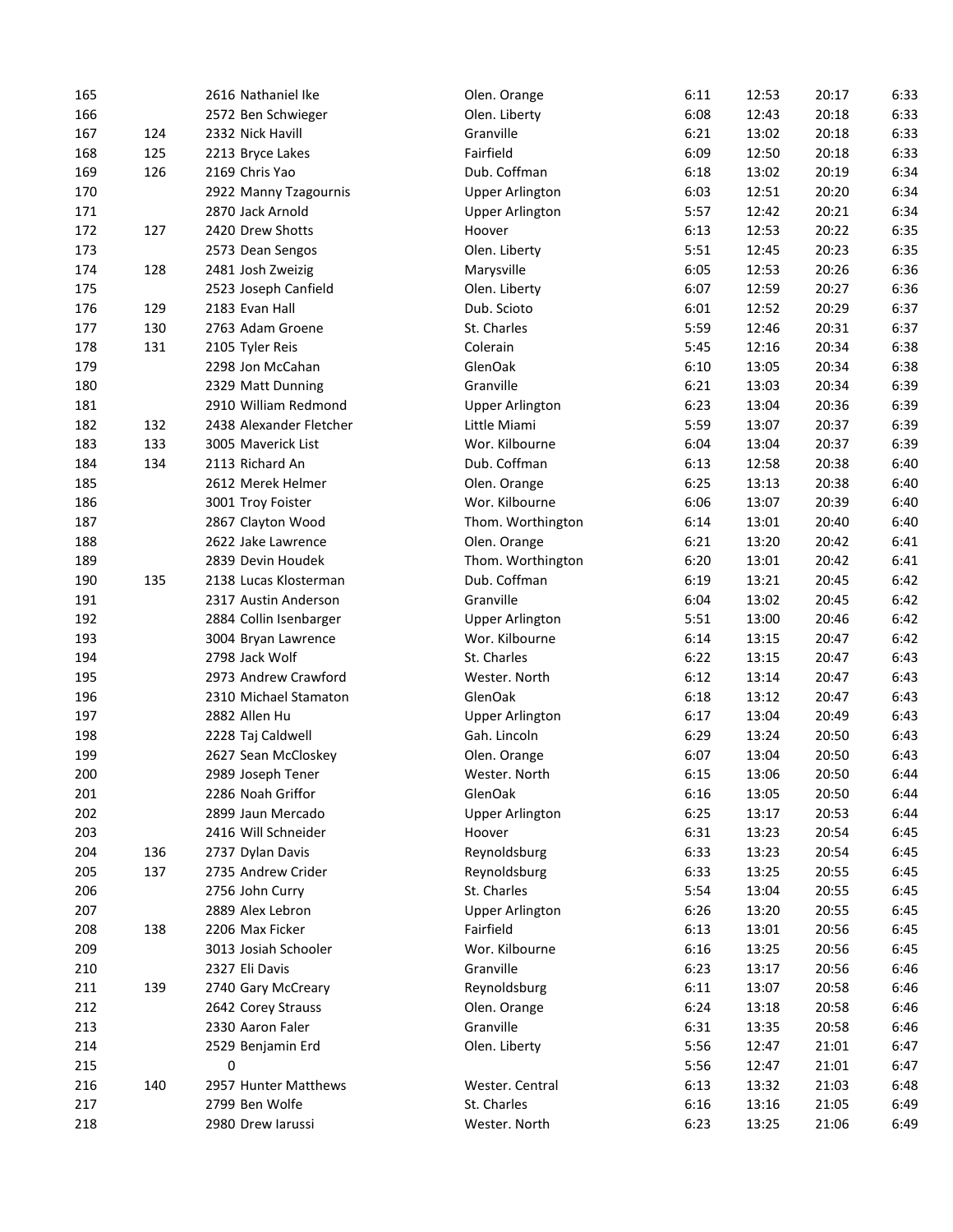| | | | | | | | |
|---|---|---|---|---|---|---|---|
| 165 | | 2616 Nathaniel Ike | Olen. Orange | 6:11 | 12:53 | 20:17 | 6:33 |
| 166 | | 2572 Ben Schwieger | Olen. Liberty | 6:08 | 12:43 | 20:18 | 6:33 |
| 167 | 124 | 2332 Nick Havill | Granville | 6:21 | 13:02 | 20:18 | 6:33 |
| 168 | 125 | 2213 Bryce Lakes | Fairfield | 6:09 | 12:50 | 20:18 | 6:33 |
| 169 | 126 | 2169 Chris Yao | Dub. Coffman | 6:18 | 13:02 | 20:19 | 6:34 |
| 170 | | 2922 Manny Tzagournis | Upper Arlington | 6:03 | 12:51 | 20:20 | 6:34 |
| 171 | | 2870 Jack Arnold | Upper Arlington | 5:57 | 12:42 | 20:21 | 6:34 |
| 172 | 127 | 2420 Drew Shotts | Hoover | 6:13 | 12:53 | 20:22 | 6:35 |
| 173 | | 2573 Dean Sengos | Olen. Liberty | 5:51 | 12:45 | 20:23 | 6:35 |
| 174 | 128 | 2481 Josh Zweizig | Marysville | 6:05 | 12:53 | 20:26 | 6:36 |
| 175 | | 2523 Joseph Canfield | Olen. Liberty | 6:07 | 12:59 | 20:27 | 6:36 |
| 176 | 129 | 2183 Evan Hall | Dub. Scioto | 6:01 | 12:52 | 20:29 | 6:37 |
| 177 | 130 | 2763 Adam Groene | St. Charles | 5:59 | 12:46 | 20:31 | 6:37 |
| 178 | 131 | 2105 Tyler Reis | Colerain | 5:45 | 12:16 | 20:34 | 6:38 |
| 179 | | 2298 Jon McCahan | GlenOak | 6:10 | 13:05 | 20:34 | 6:38 |
| 180 | | 2329 Matt Dunning | Granville | 6:21 | 13:03 | 20:34 | 6:39 |
| 181 | | 2910 William Redmond | Upper Arlington | 6:23 | 13:04 | 20:36 | 6:39 |
| 182 | 132 | 2438 Alexander Fletcher | Little Miami | 5:59 | 13:07 | 20:37 | 6:39 |
| 183 | 133 | 3005 Maverick List | Wor. Kilbourne | 6:04 | 13:04 | 20:37 | 6:39 |
| 184 | 134 | 2113 Richard An | Dub. Coffman | 6:13 | 12:58 | 20:38 | 6:40 |
| 185 | | 2612 Merek Helmer | Olen. Orange | 6:25 | 13:13 | 20:38 | 6:40 |
| 186 | | 3001 Troy Foister | Wor. Kilbourne | 6:06 | 13:07 | 20:39 | 6:40 |
| 187 | | 2867 Clayton Wood | Thom. Worthington | 6:14 | 13:01 | 20:40 | 6:40 |
| 188 | | 2622 Jake Lawrence | Olen. Orange | 6:21 | 13:20 | 20:42 | 6:41 |
| 189 | | 2839 Devin Houdek | Thom. Worthington | 6:20 | 13:01 | 20:42 | 6:41 |
| 190 | 135 | 2138 Lucas Klosterman | Dub. Coffman | 6:19 | 13:21 | 20:45 | 6:42 |
| 191 | | 2317 Austin Anderson | Granville | 6:04 | 13:02 | 20:45 | 6:42 |
| 192 | | 2884 Collin Isenbarger | Upper Arlington | 5:51 | 13:00 | 20:46 | 6:42 |
| 193 | | 3004 Bryan Lawrence | Wor. Kilbourne | 6:14 | 13:15 | 20:47 | 6:42 |
| 194 | | 2798 Jack Wolf | St. Charles | 6:22 | 13:15 | 20:47 | 6:43 |
| 195 | | 2973 Andrew Crawford | Wester. North | 6:12 | 13:14 | 20:47 | 6:43 |
| 196 | | 2310 Michael Stamaton | GlenOak | 6:18 | 13:12 | 20:47 | 6:43 |
| 197 | | 2882 Allen Hu | Upper Arlington | 6:17 | 13:04 | 20:49 | 6:43 |
| 198 | | 2228 Taj Caldwell | Gah. Lincoln | 6:29 | 13:24 | 20:50 | 6:43 |
| 199 | | 2627 Sean McCloskey | Olen. Orange | 6:07 | 13:04 | 20:50 | 6:43 |
| 200 | | 2989 Joseph Tener | Wester. North | 6:15 | 13:06 | 20:50 | 6:44 |
| 201 | | 2286 Noah Griffor | GlenOak | 6:16 | 13:05 | 20:50 | 6:44 |
| 202 | | 2899 Jaun Mercado | Upper Arlington | 6:25 | 13:17 | 20:53 | 6:44 |
| 203 | | 2416 Will Schneider | Hoover | 6:31 | 13:23 | 20:54 | 6:45 |
| 204 | 136 | 2737 Dylan Davis | Reynoldsburg | 6:33 | 13:23 | 20:54 | 6:45 |
| 205 | 137 | 2735 Andrew Crider | Reynoldsburg | 6:33 | 13:25 | 20:55 | 6:45 |
| 206 | | 2756 John Curry | St. Charles | 5:54 | 13:04 | 20:55 | 6:45 |
| 207 | | 2889 Alex Lebron | Upper Arlington | 6:26 | 13:20 | 20:55 | 6:45 |
| 208 | 138 | 2206 Max Ficker | Fairfield | 6:13 | 13:01 | 20:56 | 6:45 |
| 209 | | 3013 Josiah Schooler | Wor. Kilbourne | 6:16 | 13:25 | 20:56 | 6:45 |
| 210 | | 2327 Eli Davis | Granville | 6:23 | 13:17 | 20:56 | 6:46 |
| 211 | 139 | 2740 Gary McCreary | Reynoldsburg | 6:11 | 13:07 | 20:58 | 6:46 |
| 212 | | 2642 Corey Strauss | Olen. Orange | 6:24 | 13:18 | 20:58 | 6:46 |
| 213 | | 2330 Aaron Faler | Granville | 6:31 | 13:35 | 20:58 | 6:46 |
| 214 | | 2529 Benjamin Erd | Olen. Liberty | 5:56 | 12:47 | 21:01 | 6:47 |
| 215 | | 0 | | 5:56 | 12:47 | 21:01 | 6:47 |
| 216 | 140 | 2957 Hunter Matthews | Wester. Central | 6:13 | 13:32 | 21:03 | 6:48 |
| 217 | | 2799 Ben Wolfe | St. Charles | 6:16 | 13:16 | 21:05 | 6:49 |
| 218 | | 2980 Drew Iarussi | Wester. North | 6:23 | 13:25 | 21:06 | 6:49 |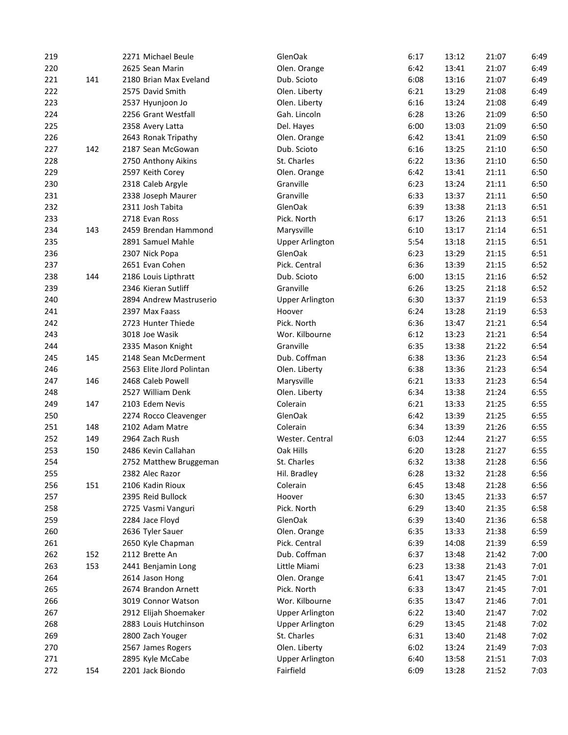| | | | | | | | |
|---|---|---|---|---|---|---|---|
| 219 | | 2271 Michael Beule | GlenOak | 6:17 | 13:12 | 21:07 | 6:49 |
| 220 | | 2625 Sean Marin | Olen. Orange | 6:42 | 13:41 | 21:07 | 6:49 |
| 221 | 141 | 2180 Brian Max Eveland | Dub. Scioto | 6:08 | 13:16 | 21:07 | 6:49 |
| 222 | | 2575 David Smith | Olen. Liberty | 6:21 | 13:29 | 21:08 | 6:49 |
| 223 | | 2537 Hyunjoon Jo | Olen. Liberty | 6:16 | 13:24 | 21:08 | 6:49 |
| 224 | | 2256 Grant Westfall | Gah. Lincoln | 6:28 | 13:26 | 21:09 | 6:50 |
| 225 | | 2358 Avery Latta | Del. Hayes | 6:00 | 13:03 | 21:09 | 6:50 |
| 226 | | 2643 Ronak Tripathy | Olen. Orange | 6:42 | 13:41 | 21:09 | 6:50 |
| 227 | 142 | 2187 Sean McGowan | Dub. Scioto | 6:16 | 13:25 | 21:10 | 6:50 |
| 228 | | 2750 Anthony Aikins | St. Charles | 6:22 | 13:36 | 21:10 | 6:50 |
| 229 | | 2597 Keith Corey | Olen. Orange | 6:42 | 13:41 | 21:11 | 6:50 |
| 230 | | 2318 Caleb Argyle | Granville | 6:23 | 13:24 | 21:11 | 6:50 |
| 231 | | 2338 Joseph Maurer | Granville | 6:33 | 13:37 | 21:11 | 6:50 |
| 232 | | 2311 Josh Tabita | GlenOak | 6:39 | 13:38 | 21:13 | 6:51 |
| 233 | | 2718 Evan Ross | Pick. North | 6:17 | 13:26 | 21:13 | 6:51 |
| 234 | 143 | 2459 Brendan Hammond | Marysville | 6:10 | 13:17 | 21:14 | 6:51 |
| 235 | | 2891 Samuel Mahle | Upper Arlington | 5:54 | 13:18 | 21:15 | 6:51 |
| 236 | | 2307 Nick Popa | GlenOak | 6:23 | 13:29 | 21:15 | 6:51 |
| 237 | | 2651 Evan Cohen | Pick. Central | 6:36 | 13:39 | 21:15 | 6:52 |
| 238 | 144 | 2186 Louis Lipthratt | Dub. Scioto | 6:00 | 13:15 | 21:16 | 6:52 |
| 239 | | 2346 Kieran Sutliff | Granville | 6:26 | 13:25 | 21:18 | 6:52 |
| 240 | | 2894 Andrew Mastruserio | Upper Arlington | 6:30 | 13:37 | 21:19 | 6:53 |
| 241 | | 2397 Max Faass | Hoover | 6:24 | 13:28 | 21:19 | 6:53 |
| 242 | | 2723 Hunter Thiede | Pick. North | 6:36 | 13:47 | 21:21 | 6:54 |
| 243 | | 3018 Joe Wasik | Wor. Kilbourne | 6:12 | 13:23 | 21:21 | 6:54 |
| 244 | | 2335 Mason Knight | Granville | 6:35 | 13:38 | 21:22 | 6:54 |
| 245 | 145 | 2148 Sean McDerment | Dub. Coffman | 6:38 | 13:36 | 21:23 | 6:54 |
| 246 | | 2563 Elite Jlord Polintan | Olen. Liberty | 6:38 | 13:36 | 21:23 | 6:54 |
| 247 | 146 | 2468 Caleb Powell | Marysville | 6:21 | 13:33 | 21:23 | 6:54 |
| 248 | | 2527 William Denk | Olen. Liberty | 6:34 | 13:38 | 21:24 | 6:55 |
| 249 | 147 | 2103 Edem Nevis | Colerain | 6:21 | 13:33 | 21:25 | 6:55 |
| 250 | | 2274 Rocco Cleavenger | GlenOak | 6:42 | 13:39 | 21:25 | 6:55 |
| 251 | 148 | 2102 Adam Matre | Colerain | 6:34 | 13:39 | 21:26 | 6:55 |
| 252 | 149 | 2964 Zach Rush | Wester. Central | 6:03 | 12:44 | 21:27 | 6:55 |
| 253 | 150 | 2486 Kevin Callahan | Oak Hills | 6:20 | 13:28 | 21:27 | 6:55 |
| 254 | | 2752 Matthew Bruggeman | St. Charles | 6:32 | 13:38 | 21:28 | 6:56 |
| 255 | | 2382 Alec Razor | Hil. Bradley | 6:28 | 13:32 | 21:28 | 6:56 |
| 256 | 151 | 2106 Kadin Rioux | Colerain | 6:45 | 13:48 | 21:28 | 6:56 |
| 257 | | 2395 Reid Bullock | Hoover | 6:30 | 13:45 | 21:33 | 6:57 |
| 258 | | 2725 Vasmi Vanguri | Pick. North | 6:29 | 13:40 | 21:35 | 6:58 |
| 259 | | 2284 Jace Floyd | GlenOak | 6:39 | 13:40 | 21:36 | 6:58 |
| 260 | | 2636 Tyler Sauer | Olen. Orange | 6:35 | 13:33 | 21:38 | 6:59 |
| 261 | | 2650 Kyle Chapman | Pick. Central | 6:39 | 14:08 | 21:39 | 6:59 |
| 262 | 152 | 2112 Brette An | Dub. Coffman | 6:37 | 13:48 | 21:42 | 7:00 |
| 263 | 153 | 2441 Benjamin Long | Little Miami | 6:23 | 13:38 | 21:43 | 7:01 |
| 264 | | 2614 Jason Hong | Olen. Orange | 6:41 | 13:47 | 21:45 | 7:01 |
| 265 | | 2674 Brandon Arnett | Pick. North | 6:33 | 13:47 | 21:45 | 7:01 |
| 266 | | 3019 Connor Watson | Wor. Kilbourne | 6:35 | 13:47 | 21:46 | 7:01 |
| 267 | | 2912 Elijah Shoemaker | Upper Arlington | 6:22 | 13:40 | 21:47 | 7:02 |
| 268 | | 2883 Louis Hutchinson | Upper Arlington | 6:29 | 13:45 | 21:48 | 7:02 |
| 269 | | 2800 Zach Youger | St. Charles | 6:31 | 13:40 | 21:48 | 7:02 |
| 270 | | 2567 James Rogers | Olen. Liberty | 6:02 | 13:24 | 21:49 | 7:03 |
| 271 | | 2895 Kyle McCabe | Upper Arlington | 6:40 | 13:58 | 21:51 | 7:03 |
| 272 | 154 | 2201 Jack Biondo | Fairfield | 6:09 | 13:28 | 21:52 | 7:03 |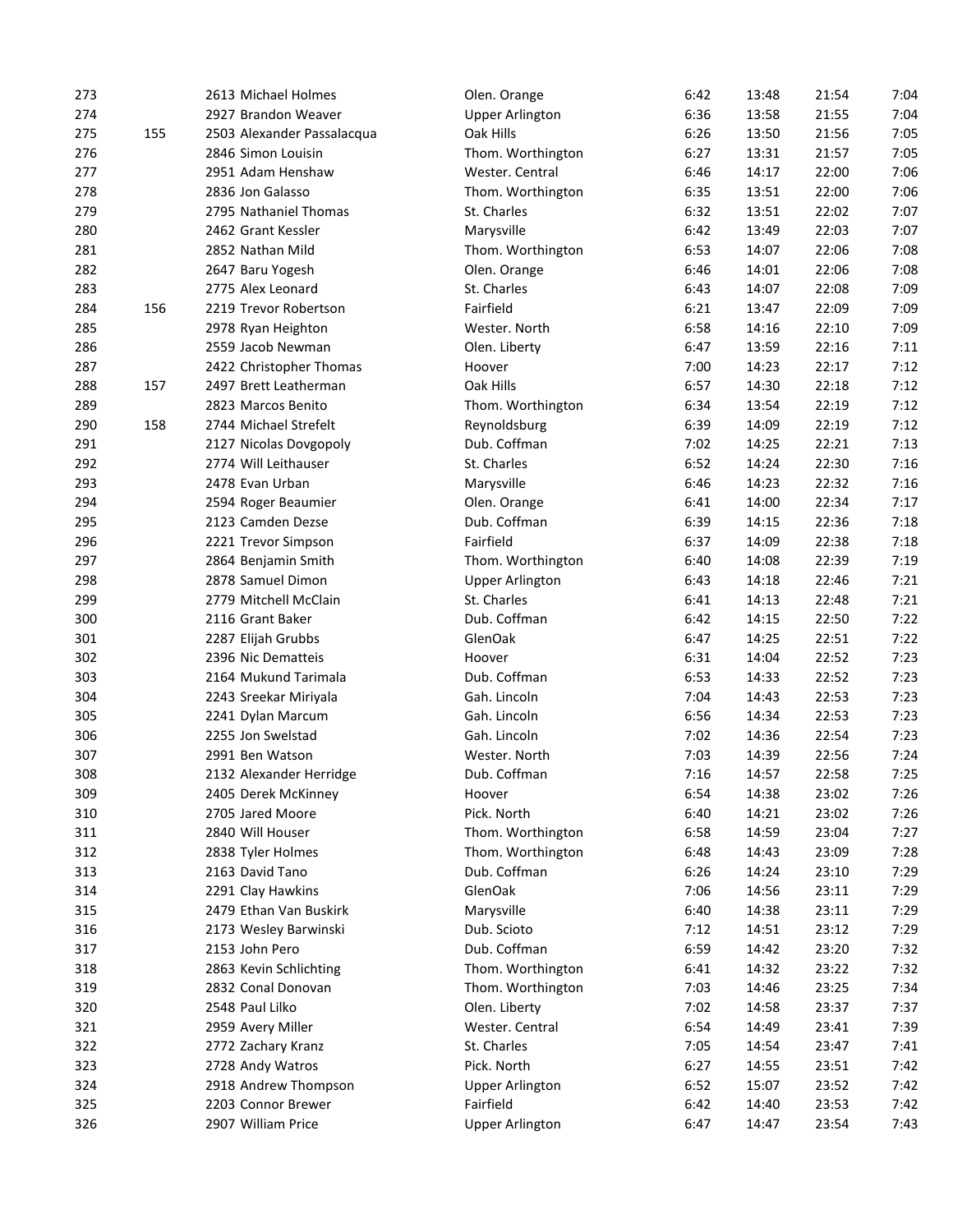| | | | | | | | |
|---|---|---|---|---|---|---|---|
| 273 | | 2613 Michael Holmes | Olen. Orange | 6:42 | 13:48 | 21:54 | 7:04 |
| 274 | | 2927 Brandon Weaver | Upper Arlington | 6:36 | 13:58 | 21:55 | 7:04 |
| 275 | 155 | 2503 Alexander Passalacqua | Oak Hills | 6:26 | 13:50 | 21:56 | 7:05 |
| 276 | | 2846 Simon Louisin | Thom. Worthington | 6:27 | 13:31 | 21:57 | 7:05 |
| 277 | | 2951 Adam Henshaw | Wester. Central | 6:46 | 14:17 | 22:00 | 7:06 |
| 278 | | 2836 Jon Galasso | Thom. Worthington | 6:35 | 13:51 | 22:00 | 7:06 |
| 279 | | 2795 Nathaniel Thomas | St. Charles | 6:32 | 13:51 | 22:02 | 7:07 |
| 280 | | 2462 Grant Kessler | Marysville | 6:42 | 13:49 | 22:03 | 7:07 |
| 281 | | 2852 Nathan Mild | Thom. Worthington | 6:53 | 14:07 | 22:06 | 7:08 |
| 282 | | 2647 Baru Yogesh | Olen. Orange | 6:46 | 14:01 | 22:06 | 7:08 |
| 283 | | 2775 Alex Leonard | St. Charles | 6:43 | 14:07 | 22:08 | 7:09 |
| 284 | 156 | 2219 Trevor Robertson | Fairfield | 6:21 | 13:47 | 22:09 | 7:09 |
| 285 | | 2978 Ryan Heighton | Wester. North | 6:58 | 14:16 | 22:10 | 7:09 |
| 286 | | 2559 Jacob Newman | Olen. Liberty | 6:47 | 13:59 | 22:16 | 7:11 |
| 287 | | 2422 Christopher Thomas | Hoover | 7:00 | 14:23 | 22:17 | 7:12 |
| 288 | 157 | 2497 Brett Leatherman | Oak Hills | 6:57 | 14:30 | 22:18 | 7:12 |
| 289 | | 2823 Marcos Benito | Thom. Worthington | 6:34 | 13:54 | 22:19 | 7:12 |
| 290 | 158 | 2744 Michael Strefelt | Reynoldsburg | 6:39 | 14:09 | 22:19 | 7:12 |
| 291 | | 2127 Nicolas Dovgopoly | Dub. Coffman | 7:02 | 14:25 | 22:21 | 7:13 |
| 292 | | 2774 Will Leithauser | St. Charles | 6:52 | 14:24 | 22:30 | 7:16 |
| 293 | | 2478 Evan Urban | Marysville | 6:46 | 14:23 | 22:32 | 7:16 |
| 294 | | 2594 Roger Beaumier | Olen. Orange | 6:41 | 14:00 | 22:34 | 7:17 |
| 295 | | 2123 Camden Dezse | Dub. Coffman | 6:39 | 14:15 | 22:36 | 7:18 |
| 296 | | 2221 Trevor Simpson | Fairfield | 6:37 | 14:09 | 22:38 | 7:18 |
| 297 | | 2864 Benjamin Smith | Thom. Worthington | 6:40 | 14:08 | 22:39 | 7:19 |
| 298 | | 2878 Samuel Dimon | Upper Arlington | 6:43 | 14:18 | 22:46 | 7:21 |
| 299 | | 2779 Mitchell McClain | St. Charles | 6:41 | 14:13 | 22:48 | 7:21 |
| 300 | | 2116 Grant Baker | Dub. Coffman | 6:42 | 14:15 | 22:50 | 7:22 |
| 301 | | 2287 Elijah Grubbs | GlenOak | 6:47 | 14:25 | 22:51 | 7:22 |
| 302 | | 2396 Nic Dematteis | Hoover | 6:31 | 14:04 | 22:52 | 7:23 |
| 303 | | 2164 Mukund Tarimala | Dub. Coffman | 6:53 | 14:33 | 22:52 | 7:23 |
| 304 | | 2243 Sreekar Miriyala | Gah. Lincoln | 7:04 | 14:43 | 22:53 | 7:23 |
| 305 | | 2241 Dylan Marcum | Gah. Lincoln | 6:56 | 14:34 | 22:53 | 7:23 |
| 306 | | 2255 Jon Swelstad | Gah. Lincoln | 7:02 | 14:36 | 22:54 | 7:23 |
| 307 | | 2991 Ben Watson | Wester. North | 7:03 | 14:39 | 22:56 | 7:24 |
| 308 | | 2132 Alexander Herridge | Dub. Coffman | 7:16 | 14:57 | 22:58 | 7:25 |
| 309 | | 2405 Derek McKinney | Hoover | 6:54 | 14:38 | 23:02 | 7:26 |
| 310 | | 2705 Jared Moore | Pick. North | 6:40 | 14:21 | 23:02 | 7:26 |
| 311 | | 2840 Will Houser | Thom. Worthington | 6:58 | 14:59 | 23:04 | 7:27 |
| 312 | | 2838 Tyler Holmes | Thom. Worthington | 6:48 | 14:43 | 23:09 | 7:28 |
| 313 | | 2163 David Tano | Dub. Coffman | 6:26 | 14:24 | 23:10 | 7:29 |
| 314 | | 2291 Clay Hawkins | GlenOak | 7:06 | 14:56 | 23:11 | 7:29 |
| 315 | | 2479 Ethan Van Buskirk | Marysville | 6:40 | 14:38 | 23:11 | 7:29 |
| 316 | | 2173 Wesley Barwinski | Dub. Scioto | 7:12 | 14:51 | 23:12 | 7:29 |
| 317 | | 2153 John Pero | Dub. Coffman | 6:59 | 14:42 | 23:20 | 7:32 |
| 318 | | 2863 Kevin Schlichting | Thom. Worthington | 6:41 | 14:32 | 23:22 | 7:32 |
| 319 | | 2832 Conal Donovan | Thom. Worthington | 7:03 | 14:46 | 23:25 | 7:34 |
| 320 | | 2548 Paul Lilko | Olen. Liberty | 7:02 | 14:58 | 23:37 | 7:37 |
| 321 | | 2959 Avery Miller | Wester. Central | 6:54 | 14:49 | 23:41 | 7:39 |
| 322 | | 2772 Zachary Kranz | St. Charles | 7:05 | 14:54 | 23:47 | 7:41 |
| 323 | | 2728 Andy Watros | Pick. North | 6:27 | 14:55 | 23:51 | 7:42 |
| 324 | | 2918 Andrew Thompson | Upper Arlington | 6:52 | 15:07 | 23:52 | 7:42 |
| 325 | | 2203 Connor Brewer | Fairfield | 6:42 | 14:40 | 23:53 | 7:42 |
| 326 | | 2907 William Price | Upper Arlington | 6:47 | 14:47 | 23:54 | 7:43 |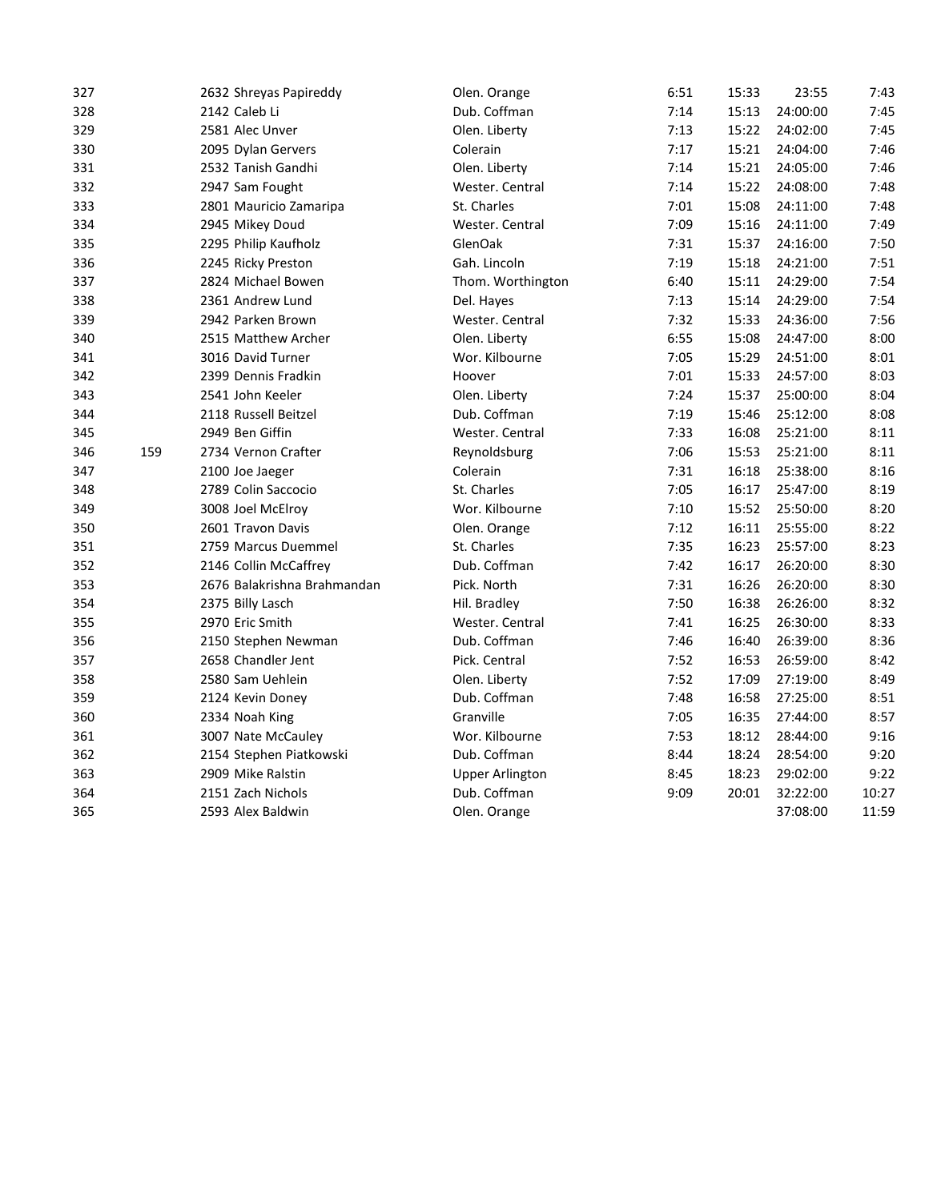| | | | | | | | | |
|---|---|---|---|---|---|---|---|---|
| 327 | | 2632 | Shreyas Papireddy | Olen. Orange | 6:51 | 15:33 | 23:55 | 7:43 |
| 328 | | 2142 | Caleb Li | Dub. Coffman | 7:14 | 15:13 | 24:00:00 | 7:45 |
| 329 | | 2581 | Alec Unver | Olen. Liberty | 7:13 | 15:22 | 24:02:00 | 7:45 |
| 330 | | 2095 | Dylan Gervers | Colerain | 7:17 | 15:21 | 24:04:00 | 7:46 |
| 331 | | 2532 | Tanish Gandhi | Olen. Liberty | 7:14 | 15:21 | 24:05:00 | 7:46 |
| 332 | | 2947 | Sam Fought | Wester. Central | 7:14 | 15:22 | 24:08:00 | 7:48 |
| 333 | | 2801 | Mauricio Zamaripa | St. Charles | 7:01 | 15:08 | 24:11:00 | 7:48 |
| 334 | | 2945 | Mikey Doud | Wester. Central | 7:09 | 15:16 | 24:11:00 | 7:49 |
| 335 | | 2295 | Philip Kaufholz | GlenOak | 7:31 | 15:37 | 24:16:00 | 7:50 |
| 336 | | 2245 | Ricky Preston | Gah. Lincoln | 7:19 | 15:18 | 24:21:00 | 7:51 |
| 337 | | 2824 | Michael Bowen | Thom. Worthington | 6:40 | 15:11 | 24:29:00 | 7:54 |
| 338 | | 2361 | Andrew Lund | Del. Hayes | 7:13 | 15:14 | 24:29:00 | 7:54 |
| 339 | | 2942 | Parken Brown | Wester. Central | 7:32 | 15:33 | 24:36:00 | 7:56 |
| 340 | | 2515 | Matthew Archer | Olen. Liberty | 6:55 | 15:08 | 24:47:00 | 8:00 |
| 341 | | 3016 | David Turner | Wor. Kilbourne | 7:05 | 15:29 | 24:51:00 | 8:01 |
| 342 | | 2399 | Dennis Fradkin | Hoover | 7:01 | 15:33 | 24:57:00 | 8:03 |
| 343 | | 2541 | John Keeler | Olen. Liberty | 7:24 | 15:37 | 25:00:00 | 8:04 |
| 344 | | 2118 | Russell Beitzel | Dub. Coffman | 7:19 | 15:46 | 25:12:00 | 8:08 |
| 345 | | 2949 | Ben Giffin | Wester. Central | 7:33 | 16:08 | 25:21:00 | 8:11 |
| 346 | 159 | 2734 | Vernon Crafter | Reynoldsburg | 7:06 | 15:53 | 25:21:00 | 8:11 |
| 347 | | 2100 | Joe Jaeger | Colerain | 7:31 | 16:18 | 25:38:00 | 8:16 |
| 348 | | 2789 | Colin Saccocio | St. Charles | 7:05 | 16:17 | 25:47:00 | 8:19 |
| 349 | | 3008 | Joel McElroy | Wor. Kilbourne | 7:10 | 15:52 | 25:50:00 | 8:20 |
| 350 | | 2601 | Travon Davis | Olen. Orange | 7:12 | 16:11 | 25:55:00 | 8:22 |
| 351 | | 2759 | Marcus Duemmel | St. Charles | 7:35 | 16:23 | 25:57:00 | 8:23 |
| 352 | | 2146 | Collin McCaffrey | Dub. Coffman | 7:42 | 16:17 | 26:20:00 | 8:30 |
| 353 | | 2676 | Balakrishna Brahmandan | Pick. North | 7:31 | 16:26 | 26:20:00 | 8:30 |
| 354 | | 2375 | Billy Lasch | Hil. Bradley | 7:50 | 16:38 | 26:26:00 | 8:32 |
| 355 | | 2970 | Eric Smith | Wester. Central | 7:41 | 16:25 | 26:30:00 | 8:33 |
| 356 | | 2150 | Stephen Newman | Dub. Coffman | 7:46 | 16:40 | 26:39:00 | 8:36 |
| 357 | | 2658 | Chandler Jent | Pick. Central | 7:52 | 16:53 | 26:59:00 | 8:42 |
| 358 | | 2580 | Sam Uehlein | Olen. Liberty | 7:52 | 17:09 | 27:19:00 | 8:49 |
| 359 | | 2124 | Kevin Doney | Dub. Coffman | 7:48 | 16:58 | 27:25:00 | 8:51 |
| 360 | | 2334 | Noah King | Granville | 7:05 | 16:35 | 27:44:00 | 8:57 |
| 361 | | 3007 | Nate McCauley | Wor. Kilbourne | 7:53 | 18:12 | 28:44:00 | 9:16 |
| 362 | | 2154 | Stephen Piatkowski | Dub. Coffman | 8:44 | 18:24 | 28:54:00 | 9:20 |
| 363 | | 2909 | Mike Ralstin | Upper Arlington | 8:45 | 18:23 | 29:02:00 | 9:22 |
| 364 | | 2151 | Zach Nichols | Dub. Coffman | 9:09 | 20:01 | 32:22:00 | 10:27 |
| 365 | | 2593 | Alex Baldwin | Olen. Orange | | | 37:08:00 | 11:59 |